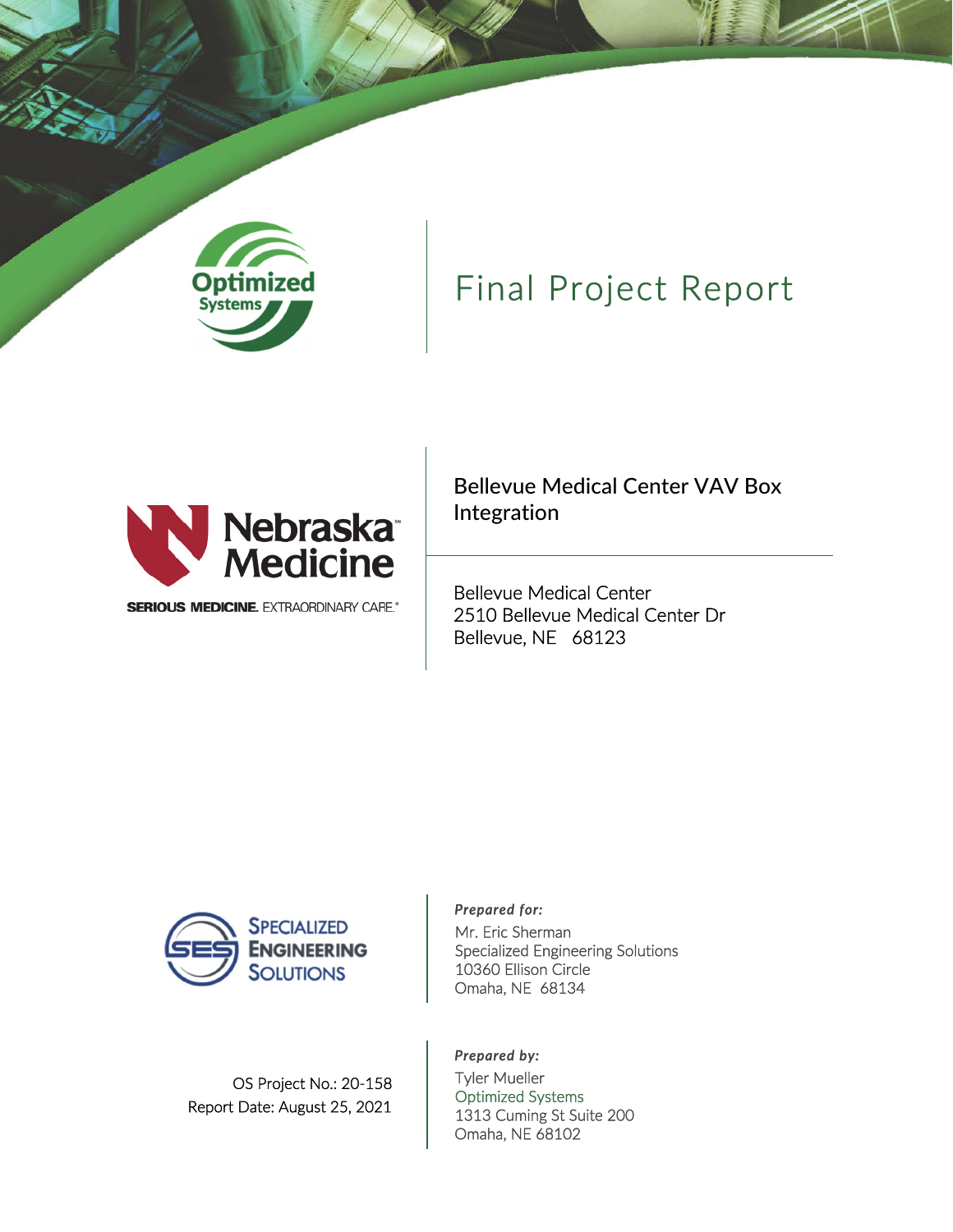# Final Project Report

## Bellevue Medical Center VAV Box Integration

Bellevue Medical Center
2510 Bellevue Medical Center Dr
Bellevue, NE 68123

***Prepared for:***

Mr. Eric Sherman
Specialized Engineering Solutions
10360 Ellison Circle
Omaha, NE 68134

***Prepared by:***

Tyler Mueller
Optimized Systems
1313 Cuming St Suite 200
Omaha, NE 68102

OS Project No.: 20-158
Report Date: August 25, 2021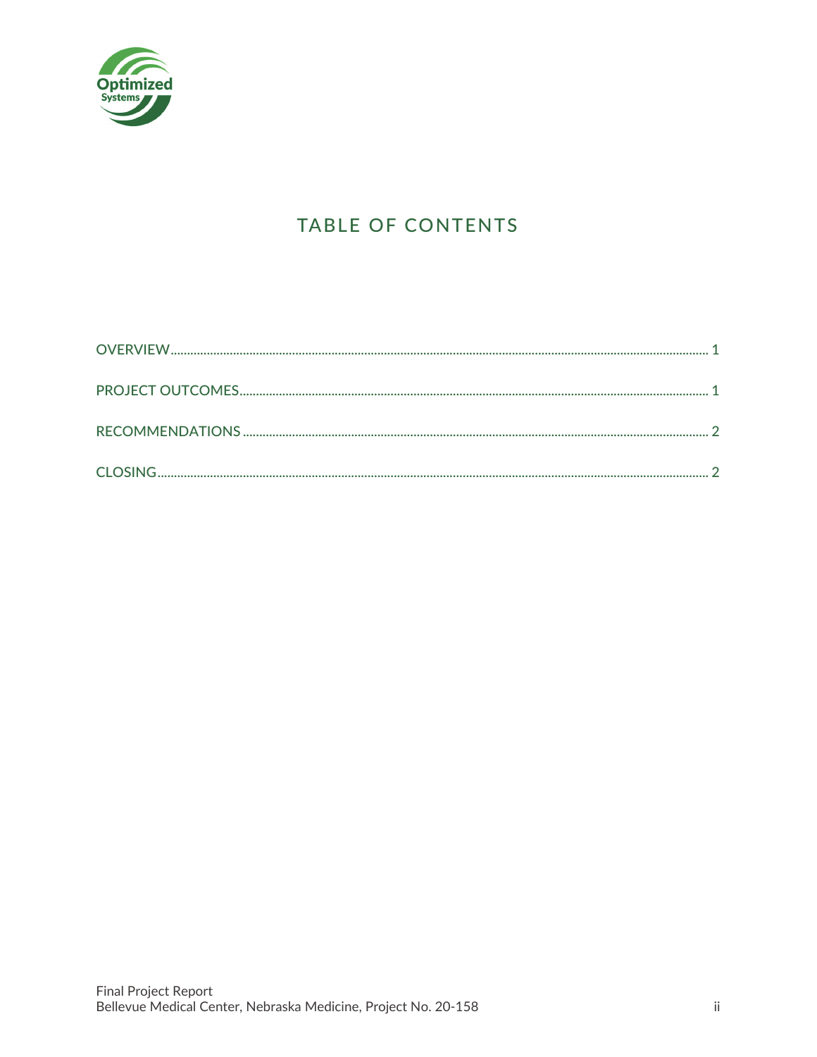# TABLE OF CONTENTS

OVERVIEW .......... 1

PROJECT OUTCOMES .......... 1

RECOMMENDATIONS .......... 2

CLOSING .......... 2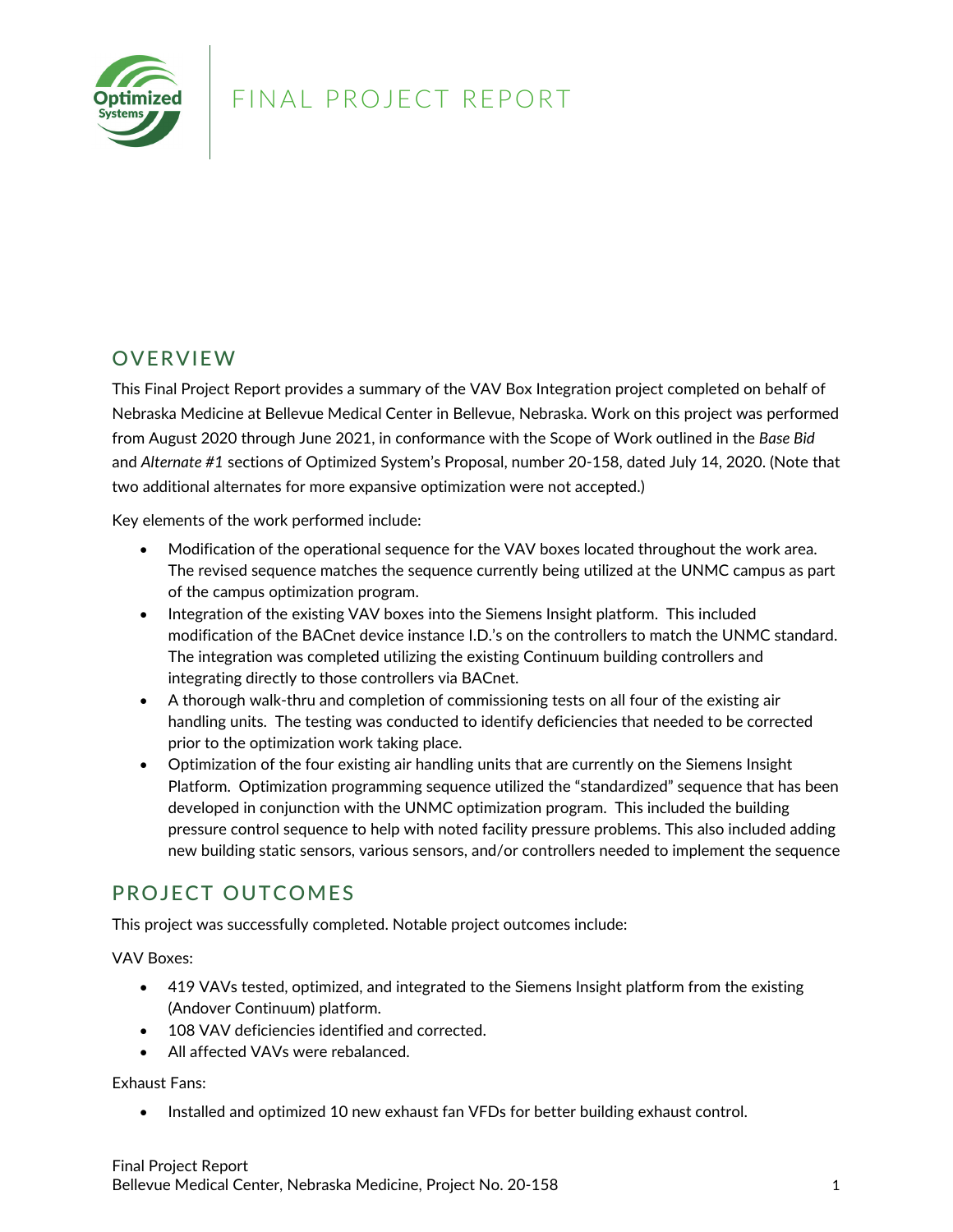# FINAL PROJECT REPORT

## OVERVIEW

This Final Project Report provides a summary of the VAV Box Integration project completed on behalf of Nebraska Medicine at Bellevue Medical Center in Bellevue, Nebraska. Work on this project was performed from August 2020 through June 2021, in conformance with the Scope of Work outlined in the *Base Bid* and *Alternate #1* sections of Optimized System's Proposal, number 20-158, dated July 14, 2020. (Note that two additional alternates for more expansive optimization were not accepted.)

Key elements of the work performed include:

- Modification of the operational sequence for the VAV boxes located throughout the work area. The revised sequence matches the sequence currently being utilized at the UNMC campus as part of the campus optimization program.
- Integration of the existing VAV boxes into the Siemens Insight platform. This included modification of the BACnet device instance I.D.'s on the controllers to match the UNMC standard. The integration was completed utilizing the existing Continuum building controllers and integrating directly to those controllers via BACnet.
- A thorough walk-thru and completion of commissioning tests on all four of the existing air handling units. The testing was conducted to identify deficiencies that needed to be corrected prior to the optimization work taking place.
- Optimization of the four existing air handling units that are currently on the Siemens Insight Platform. Optimization programming sequence utilized the "standardized" sequence that has been developed in conjunction with the UNMC optimization program. This included the building pressure control sequence to help with noted facility pressure problems. This also included adding new building static sensors, various sensors, and/or controllers needed to implement the sequence

## PROJECT OUTCOMES

This project was successfully completed. Notable project outcomes include:

VAV Boxes:

- 419 VAVs tested, optimized, and integrated to the Siemens Insight platform from the existing (Andover Continuum) platform.
- 108 VAV deficiencies identified and corrected.
- All affected VAVs were rebalanced.

Exhaust Fans:

- Installed and optimized 10 new exhaust fan VFDs for better building exhaust control.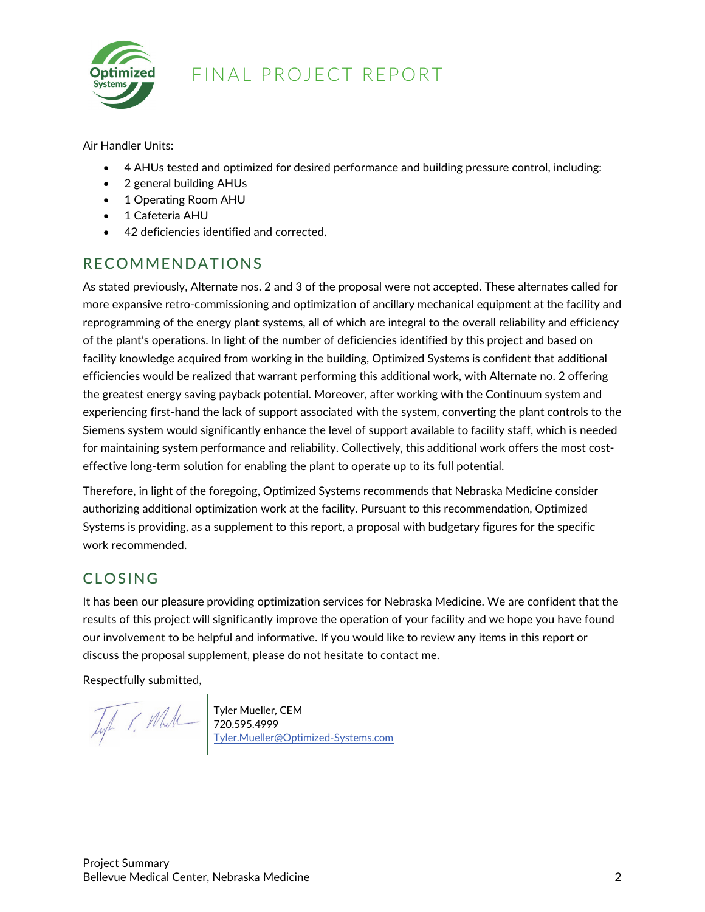Air Handler Units:

- 4 AHUs tested and optimized for desired performance and building pressure control, including:
- 2 general building AHUs
- 1 Operating Room AHU
- 1 Cafeteria AHU
- 42 deficiencies identified and corrected.

## RECOMMENDATIONS

As stated previously, Alternate nos. 2 and 3 of the proposal were not accepted. These alternates called for more expansive retro-commissioning and optimization of ancillary mechanical equipment at the facility and reprogramming of the energy plant systems, all of which are integral to the overall reliability and efficiency of the plant's operations. In light of the number of deficiencies identified by this project and based on facility knowledge acquired from working in the building, Optimized Systems is confident that additional efficiencies would be realized that warrant performing this additional work, with Alternate no. 2 offering the greatest energy saving payback potential. Moreover, after working with the Continuum system and experiencing first-hand the lack of support associated with the system, converting the plant controls to the Siemens system would significantly enhance the level of support available to facility staff, which is needed for maintaining system performance and reliability. Collectively, this additional work offers the most cost-effective long-term solution for enabling the plant to operate up to its full potential.

Therefore, in light of the foregoing, Optimized Systems recommends that Nebraska Medicine consider authorizing additional optimization work at the facility. Pursuant to this recommendation, Optimized Systems is providing, as a supplement to this report, a proposal with budgetary figures for the specific work recommended.

## CLOSING

It has been our pleasure providing optimization services for Nebraska Medicine. We are confident that the results of this project will significantly improve the operation of your facility and we hope you have found our involvement to be helpful and informative. If you would like to review any items in this report or discuss the proposal supplement, please do not hesitate to contact me.

Respectfully submitted,

Tyler Mueller, CEM
720.595.4999
Tyler.Mueller@Optimized-Systems.com